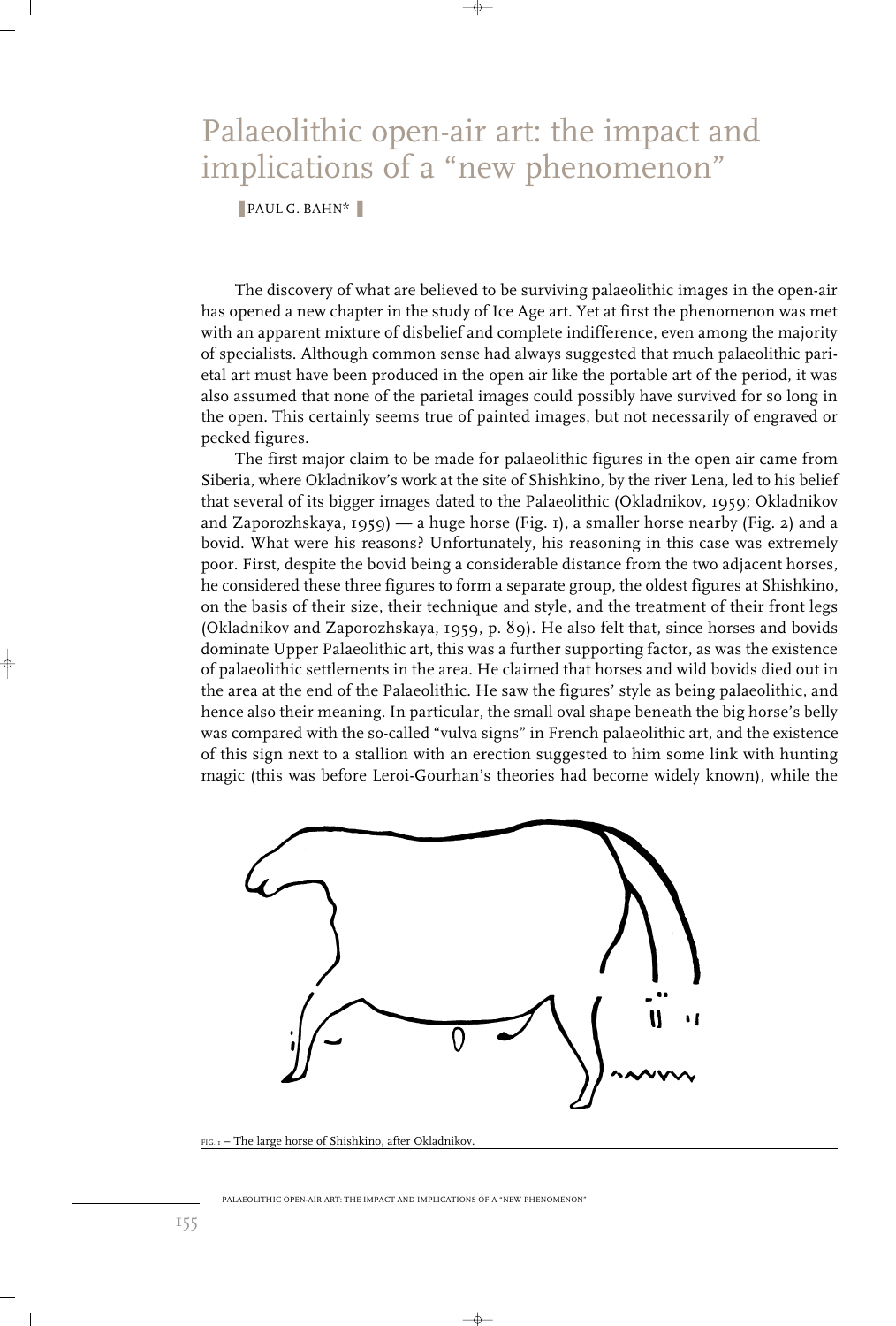# Palaeolithic open-air art: the impact and implications of a "new phenomenon"

PAUL G. BAHN*

The discovery of what are believed to be surviving palaeolithic images in the open-air has opened a new chapter in the study of Ice Age art. Yet at first the phenomenon was met with an apparent mixture of disbelief and complete indifference, even among the majority of specialists. Although common sense had always suggested that much palaeolithic parietal art must have been produced in the open air like the portable art of the period, it was also assumed that none of the parietal images could possibly have survived for so long in the open. This certainly seems true of painted images, but not necessarily of engraved or pecked figures.

The first major claim to be made for palaeolithic figures in the open air came from Siberia, where Okladnikov's work at the site of Shishkino, by the river Lena, led to his belief that several of its bigger images dated to the Palaeolithic (Okladnikov, 1959; Okladnikov and Zaporozhskaya, 1959) — a huge horse (Fig. 1), a smaller horse nearby (Fig. 2) and a bovid. What were his reasons? Unfortunately, his reasoning in this case was extremely poor. First, despite the bovid being a considerable distance from the two adjacent horses, he considered these three figures to form a separate group, the oldest figures at Shishkino, on the basis of their size, their technique and style, and the treatment of their front legs (Okladnikov and Zaporozhskaya, 1959, p. 89). He also felt that, since horses and bovids dominate Upper Palaeolithic art, this was a further supporting factor, as was the existence of palaeolithic settlements in the area. He claimed that horses and wild bovids died out in the area at the end of the Palaeolithic. He saw the figures' style as being palaeolithic, and hence also their meaning. In particular, the small oval shape beneath the big horse's belly was compared with the so-called "vulva signs" in French palaeolithic art, and the existence of this sign next to a stallion with an erection suggested to him some link with hunting magic (this was before Leroi-Gourhan's theories had become widely known), while the

FIG. 1 – The large horse of Shishkino, after Okladnikov.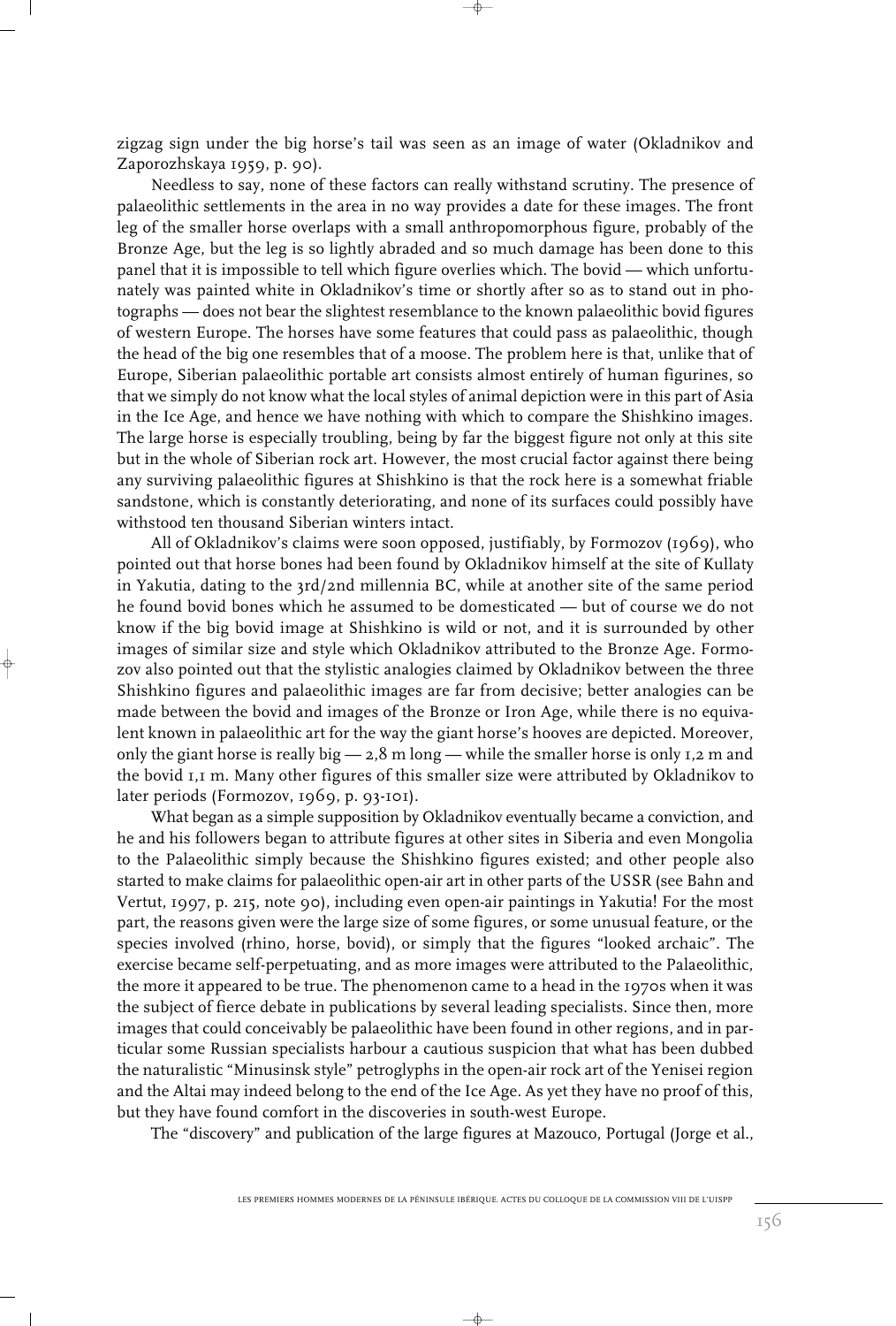zigzag sign under the big horse's tail was seen as an image of water (Okladnikov and Zaporozhskaya 1959, p. 90).

Needless to say, none of these factors can really withstand scrutiny. The presence of palaeolithic settlements in the area in no way provides a date for these images. The front leg of the smaller horse overlaps with a small anthropomorphous figure, probably of the Bronze Age, but the leg is so lightly abraded and so much damage has been done to this panel that it is impossible to tell which figure overlies which. The bovid — which unfortunately was painted white in Okladnikov's time or shortly after so as to stand out in photographs — does not bear the slightest resemblance to the known palaeolithic bovid figures of western Europe. The horses have some features that could pass as palaeolithic, though the head of the big one resembles that of a moose. The problem here is that, unlike that of Europe, Siberian palaeolithic portable art consists almost entirely of human figurines, so that we simply do not know what the local styles of animal depiction were in this part of Asia in the Ice Age, and hence we have nothing with which to compare the Shishkino images. The large horse is especially troubling, being by far the biggest figure not only at this site but in the whole of Siberian rock art. However, the most crucial factor against there being any surviving palaeolithic figures at Shishkino is that the rock here is a somewhat friable sandstone, which is constantly deteriorating, and none of its surfaces could possibly have withstood ten thousand Siberian winters intact.

All of Okladnikov's claims were soon opposed, justifiably, by Formozov (1969), who pointed out that horse bones had been found by Okladnikov himself at the site of Kullaty in Yakutia, dating to the 3rd/2nd millennia BC, while at another site of the same period he found bovid bones which he assumed to be domesticated — but of course we do not know if the big bovid image at Shishkino is wild or not, and it is surrounded by other images of similar size and style which Okladnikov attributed to the Bronze Age. Formozov also pointed out that the stylistic analogies claimed by Okladnikov between the three Shishkino figures and palaeolithic images are far from decisive; better analogies can be made between the bovid and images of the Bronze or Iron Age, while there is no equivalent known in palaeolithic art for the way the giant horse's hooves are depicted. Moreover, only the giant horse is really big — 2,8 m long — while the smaller horse is only 1,2 m and the bovid 1,1 m. Many other figures of this smaller size were attributed by Okladnikov to later periods (Formozov, 1969, p. 93-101).

What began as a simple supposition by Okladnikov eventually became a conviction, and he and his followers began to attribute figures at other sites in Siberia and even Mongolia to the Palaeolithic simply because the Shishkino figures existed; and other people also started to make claims for palaeolithic open-air art in other parts of the USSR (see Bahn and Vertut, 1997, p. 215, note 90), including even open-air paintings in Yakutia! For the most part, the reasons given were the large size of some figures, or some unusual feature, or the species involved (rhino, horse, bovid), or simply that the figures "looked archaic". The exercise became self-perpetuating, and as more images were attributed to the Palaeolithic, the more it appeared to be true. The phenomenon came to a head in the 1970s when it was the subject of fierce debate in publications by several leading specialists. Since then, more images that could conceivably be palaeolithic have been found in other regions, and in particular some Russian specialists harbour a cautious suspicion that what has been dubbed the naturalistic "Minusinsk style" petroglyphs in the open-air rock art of the Yenisei region and the Altai may indeed belong to the end of the Ice Age. As yet they have no proof of this, but they have found comfort in the discoveries in south-west Europe.

The "discovery" and publication of the large figures at Mazouco, Portugal (Jorge et al.,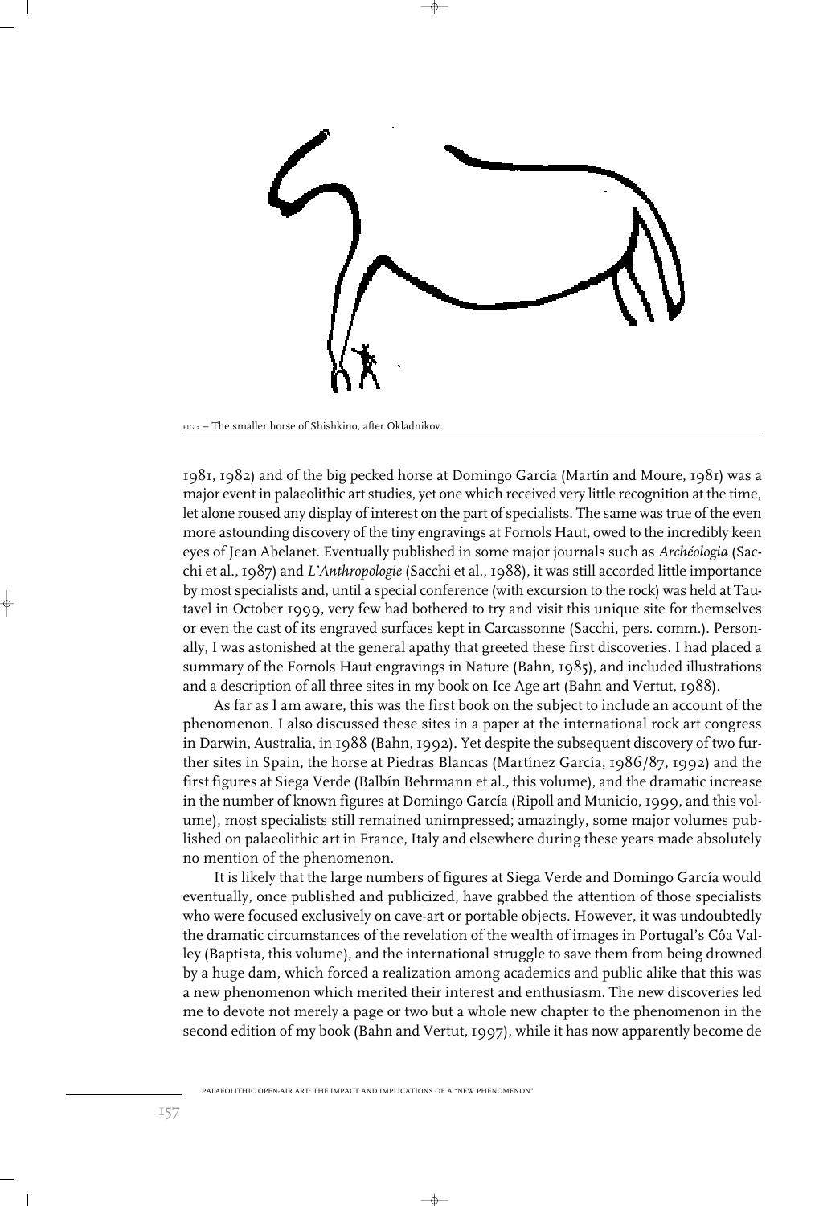FIG.2 – The smaller horse of Shishkino, after Okladnikov.

1981, 1982) and of the big pecked horse at Domingo García (Martín and Moure, 1981) was a major event in palaeolithic art studies, yet one which received very little recognition at the time, let alone roused any display of interest on the part of specialists. The same was true of the even more astounding discovery of the tiny engravings at Fornols Haut, owed to the incredibly keen eyes of Jean Abelanet. Eventually published in some major journals such as *Archéologia* (Sacchi et al., 1987) and *L'Anthropologie* (Sacchi et al., 1988), it was still accorded little importance by most specialists and, until a special conference (with excursion to the rock) was held at Tautavel in October 1999, very few had bothered to try and visit this unique site for themselves or even the cast of its engraved surfaces kept in Carcassonne (Sacchi, pers. comm.). Personally, I was astonished at the general apathy that greeted these first discoveries. I had placed a summary of the Fornols Haut engravings in Nature (Bahn, 1985), and included illustrations and a description of all three sites in my book on Ice Age art (Bahn and Vertut, 1988).

As far as I am aware, this was the first book on the subject to include an account of the phenomenon. I also discussed these sites in a paper at the international rock art congress in Darwin, Australia, in 1988 (Bahn, 1992). Yet despite the subsequent discovery of two further sites in Spain, the horse at Piedras Blancas (Martínez García, 1986/87, 1992) and the first figures at Siega Verde (Balbín Behrmann et al., this volume), and the dramatic increase in the number of known figures at Domingo García (Ripoll and Municio, 1999, and this volume), most specialists still remained unimpressed; amazingly, some major volumes published on palaeolithic art in France, Italy and elsewhere during these years made absolutely no mention of the phenomenon.

It is likely that the large numbers of figures at Siega Verde and Domingo García would eventually, once published and publicized, have grabbed the attention of those specialists who were focused exclusively on cave-art or portable objects. However, it was undoubtedly the dramatic circumstances of the revelation of the wealth of images in Portugal's Côa Valley (Baptista, this volume), and the international struggle to save them from being drowned by a huge dam, which forced a realization among academics and public alike that this was a new phenomenon which merited their interest and enthusiasm. The new discoveries led me to devote not merely a page or two but a whole new chapter to the phenomenon in the second edition of my book (Bahn and Vertut, 1997), while it has now apparently become de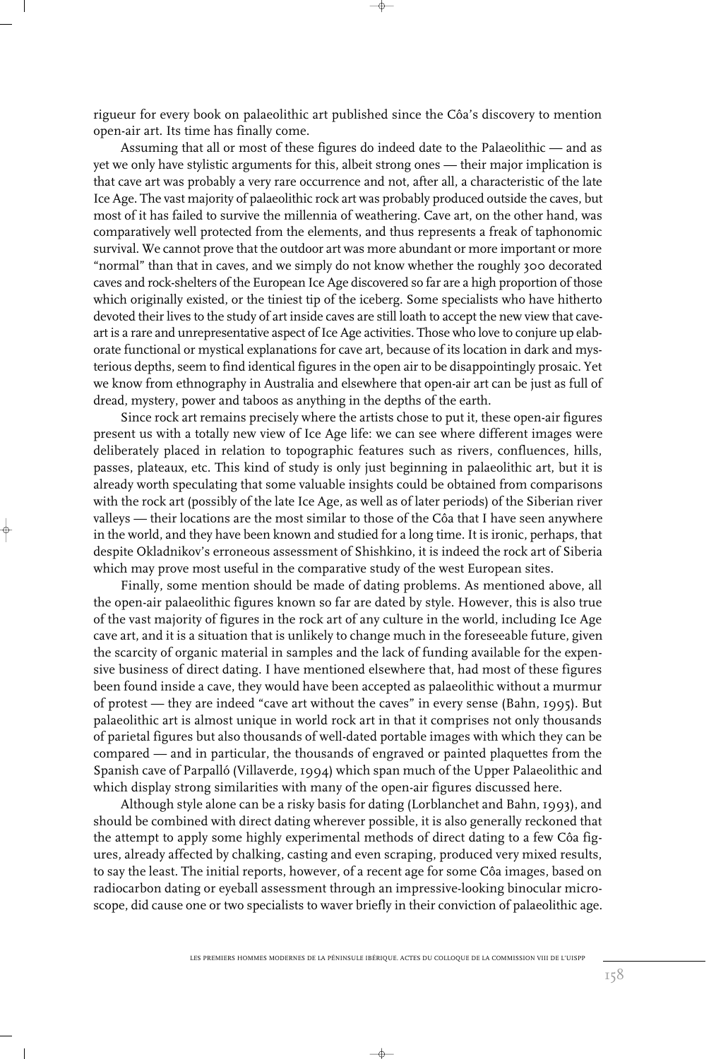rigueur for every book on palaeolithic art published since the Côa's discovery to mention open-air art. Its time has finally come.

Assuming that all or most of these figures do indeed date to the Palaeolithic — and as yet we only have stylistic arguments for this, albeit strong ones — their major implication is that cave art was probably a very rare occurrence and not, after all, a characteristic of the late Ice Age. The vast majority of palaeolithic rock art was probably produced outside the caves, but most of it has failed to survive the millennia of weathering. Cave art, on the other hand, was comparatively well protected from the elements, and thus represents a freak of taphonomic survival. We cannot prove that the outdoor art was more abundant or more important or more "normal" than that in caves, and we simply do not know whether the roughly 300 decorated caves and rock-shelters of the European Ice Age discovered so far are a high proportion of those which originally existed, or the tiniest tip of the iceberg. Some specialists who have hitherto devoted their lives to the study of art inside caves are still loath to accept the new view that cave-art is a rare and unrepresentative aspect of Ice Age activities. Those who love to conjure up elaborate functional or mystical explanations for cave art, because of its location in dark and mysterious depths, seem to find identical figures in the open air to be disappointingly prosaic. Yet we know from ethnography in Australia and elsewhere that open-air art can be just as full of dread, mystery, power and taboos as anything in the depths of the earth.

Since rock art remains precisely where the artists chose to put it, these open-air figures present us with a totally new view of Ice Age life: we can see where different images were deliberately placed in relation to topographic features such as rivers, confluences, hills, passes, plateaux, etc. This kind of study is only just beginning in palaeolithic art, but it is already worth speculating that some valuable insights could be obtained from comparisons with the rock art (possibly of the late Ice Age, as well as of later periods) of the Siberian river valleys — their locations are the most similar to those of the Côa that I have seen anywhere in the world, and they have been known and studied for a long time. It is ironic, perhaps, that despite Okladnikov's erroneous assessment of Shishkino, it is indeed the rock art of Siberia which may prove most useful in the comparative study of the west European sites.

Finally, some mention should be made of dating problems. As mentioned above, all the open-air palaeolithic figures known so far are dated by style. However, this is also true of the vast majority of figures in the rock art of any culture in the world, including Ice Age cave art, and it is a situation that is unlikely to change much in the foreseeable future, given the scarcity of organic material in samples and the lack of funding available for the expensive business of direct dating. I have mentioned elsewhere that, had most of these figures been found inside a cave, they would have been accepted as palaeolithic without a murmur of protest — they are indeed "cave art without the caves" in every sense (Bahn, 1995). But palaeolithic art is almost unique in world rock art in that it comprises not only thousands of parietal figures but also thousands of well-dated portable images with which they can be compared — and in particular, the thousands of engraved or painted plaquettes from the Spanish cave of Parpalló (Villaverde, 1994) which span much of the Upper Palaeolithic and which display strong similarities with many of the open-air figures discussed here.

Although style alone can be a risky basis for dating (Lorblanchet and Bahn, 1993), and should be combined with direct dating wherever possible, it is also generally reckoned that the attempt to apply some highly experimental methods of direct dating to a few Côa figures, already affected by chalking, casting and even scraping, produced very mixed results, to say the least. The initial reports, however, of a recent age for some Côa images, based on radiocarbon dating or eyeball assessment through an impressive-looking binocular microscope, did cause one or two specialists to waver briefly in their conviction of palaeolithic age.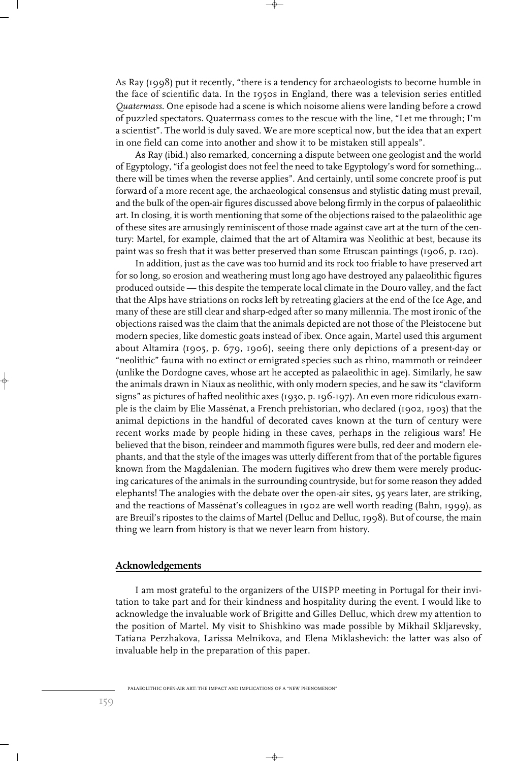As Ray (1998) put it recently, "there is a tendency for archaeologists to become humble in the face of scientific data. In the 1950s in England, there was a television series entitled *Quatermass*. One episode had a scene is which noisome aliens were landing before a crowd of puzzled spectators. Quatermass comes to the rescue with the line, "Let me through; I'm a scientist". The world is duly saved. We are more sceptical now, but the idea that an expert in one field can come into another and show it to be mistaken still appeals".

As Ray (ibid.) also remarked, concerning a dispute between one geologist and the world of Egyptology, "if a geologist does not feel the need to take Egyptology's word for something... there will be times when the reverse applies". And certainly, until some concrete proof is put forward of a more recent age, the archaeological consensus and stylistic dating must prevail, and the bulk of the open-air figures discussed above belong firmly in the corpus of palaeolithic art. In closing, it is worth mentioning that some of the objections raised to the palaeolithic age of these sites are amusingly reminiscent of those made against cave art at the turn of the century: Martel, for example, claimed that the art of Altamira was Neolithic at best, because its paint was so fresh that it was better preserved than some Etruscan paintings (1906, p. 120).

In addition, just as the cave was too humid and its rock too friable to have preserved art for so long, so erosion and weathering must long ago have destroyed any palaeolithic figures produced outside — this despite the temperate local climate in the Douro valley, and the fact that the Alps have striations on rocks left by retreating glaciers at the end of the Ice Age, and many of these are still clear and sharp-edged after so many millennia. The most ironic of the objections raised was the claim that the animals depicted are not those of the Pleistocene but modern species, like domestic goats instead of ibex. Once again, Martel used this argument about Altamira (1905, p. 679, 1906), seeing there only depictions of a present-day or "neolithic" fauna with no extinct or emigrated species such as rhino, mammoth or reindeer (unlike the Dordogne caves, whose art he accepted as palaeolithic in age). Similarly, he saw the animals drawn in Niaux as neolithic, with only modern species, and he saw its "claviform signs" as pictures of hafted neolithic axes (1930, p. 196-197). An even more ridiculous example is the claim by Elie Massénat, a French prehistorian, who declared (1902, 1903) that the animal depictions in the handful of decorated caves known at the turn of century were recent works made by people hiding in these caves, perhaps in the religious wars! He believed that the bison, reindeer and mammoth figures were bulls, red deer and modern elephants, and that the style of the images was utterly different from that of the portable figures known from the Magdalenian. The modern fugitives who drew them were merely producing caricatures of the animals in the surrounding countryside, but for some reason they added elephants! The analogies with the debate over the open-air sites, 95 years later, are striking, and the reactions of Massénat's colleagues in 1902 are well worth reading (Bahn, 1999), as are Breuil's ripostes to the claims of Martel (Delluc and Delluc, 1998). But of course, the main thing we learn from history is that we never learn from history.

## Acknowledgements

I am most grateful to the organizers of the UISPP meeting in Portugal for their invitation to take part and for their kindness and hospitality during the event. I would like to acknowledge the invaluable work of Brigitte and Gilles Delluc, which drew my attention to the position of Martel. My visit to Shishkino was made possible by Mikhail Skljarevsky, Tatiana Perzhakova, Larissa Melnikova, and Elena Miklashevich: the latter was also of invaluable help in the preparation of this paper.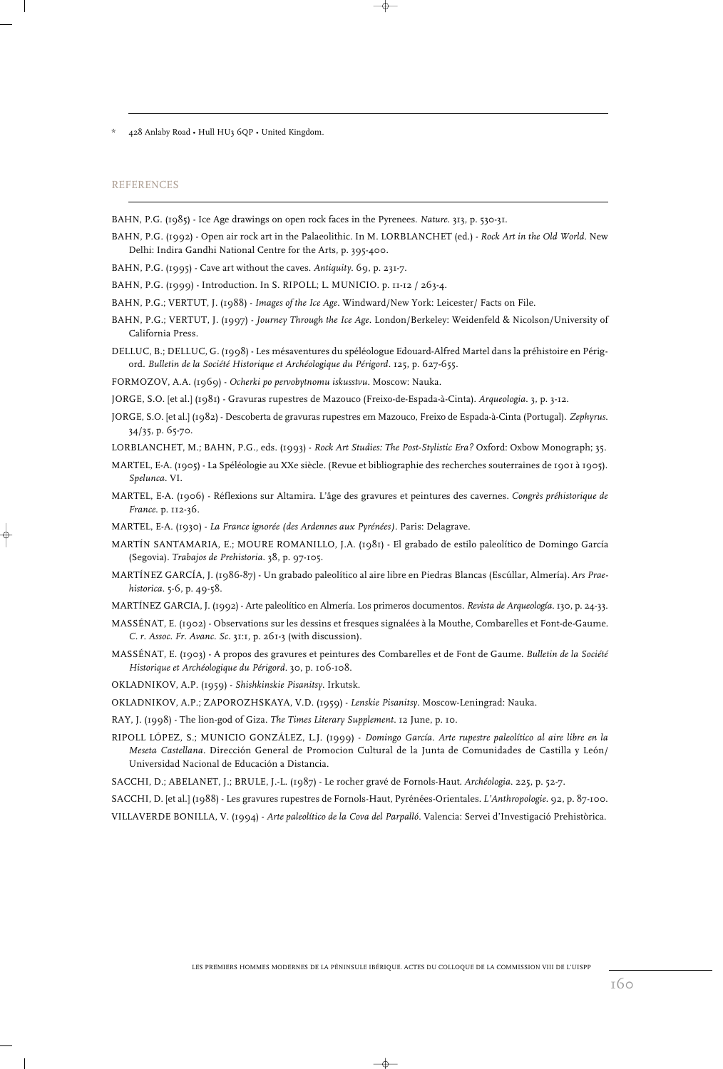\* 428 Anlaby Road • Hull HU3 6QP • United Kingdom.

## REFERENCES

BAHN, P.G. (1985) - Ice Age drawings on open rock faces in the Pyrenees. *Nature*. 313, p. 530-31.

BAHN, P.G. (1992) - Open air rock art in the Palaeolithic. In M. LORBLANCHET (ed.) - *Rock Art in the Old World*. New Delhi: Indira Gandhi National Centre for the Arts, p. 395-400.

BAHN, P.G. (1995) - Cave art without the caves. *Antiquity*. 69, p. 231-7.

BAHN, P.G. (1999) - Introduction. In S. RIPOLL; L. MUNICIO. p. 11-12 / 263-4.

BAHN, P.G.; VERTUT, J. (1988) - *Images of the Ice Age*. Windward/New York: Leicester/ Facts on File.

BAHN, P.G.; VERTUT, J. (1997) - *Journey Through the Ice Age*. London/Berkeley: Weidenfeld & Nicolson/University of California Press.

DELLUC, B.; DELLUC, G. (1998) - Les mésaventures du spéléologue Edouard-Alfred Martel dans la préhistoire en Périgord. *Bulletin de la Société Historique et Archéologique du Périgord*. 125, p. 627-655.

FORMOZOV, A.A. (1969) - *Ocherki po pervobytnomu iskusstvu*. Moscow: Nauka.

JORGE, S.O. [et al.] (1981) - Gravuras rupestres de Mazouco (Freixo-de-Espada-à-Cinta). *Arqueologia*. 3, p. 3-12.

JORGE, S.O. [et al.] (1982) - Descoberta de gravuras rupestres em Mazouco, Freixo de Espada-à-Cinta (Portugal). *Zephyrus*. 34/35, p. 65-70.

LORBLANCHET, M.; BAHN, P.G., eds. (1993) - *Rock Art Studies: The Post-Stylistic Era?* Oxford: Oxbow Monograph; 35.

MARTEL, E-A. (1905) - La Spéléologie au XXe siècle. (Revue et bibliographie des recherches souterraines de 1901 à 1905). *Spelunca*. VI.

MARTEL, E-A. (1906) - Réflexions sur Altamira. L'âge des gravures et peintures des cavernes. *Congrès préhistorique de France*. p. 112-36.

MARTEL, E-A. (1930) - *La France ignorée (des Ardennes aux Pyrénées)*. Paris: Delagrave.

MARTÍN SANTAMARIA, E.; MOURE ROMANILLO, J.A. (1981) - El grabado de estilo paleolítico de Domingo García (Segovia). *Trabajos de Prehistoria*. 38, p. 97-105.

MARTÍNEZ GARCÍA, J. (1986-87) - Un grabado paleolítico al aire libre en Piedras Blancas (Escúllar, Almería). *Ars Praehistorica*. 5-6, p. 49-58.

MARTÍNEZ GARCIA, J. (1992) - Arte paleolítico en Almería. Los primeros documentos. *Revista de Arqueología*. 130, p. 24-33.

MASSÉNAT, E. (1902) - Observations sur les dessins et fresques signalées à la Mouthe, Combarelles et Font-de-Gaume. *C. r. Assoc. Fr. Avanc. Sc.* 31:1, p. 261-3 (with discussion).

MASSÉNAT, E. (1903) - A propos des gravures et peintures des Combarelles et de Font de Gaume. *Bulletin de la Société Historique et Archéologique du Périgord*. 30, p. 106-108.

OKLADNIKOV, A.P. (1959) - *Shishkinskie Pisanitsy*. Irkutsk.

OKLADNIKOV, A.P.; ZAPOROZHSKAYA, V.D. (1959) - *Lenskie Pisanitsy*. Moscow-Leningrad: Nauka.

RAY, J. (1998) - The lion-god of Giza. *The Times Literary Supplement*. 12 June, p. 10.

RIPOLL LÓPEZ, S.; MUNICIO GONZÁLEZ, L.J. (1999) - *Domingo García. Arte rupestre paleolítico al aire libre en la Meseta Castellana*. Dirección General de Promocion Cultural de la Junta de Comunidades de Castilla y León/ Universidad Nacional de Educación a Distancia.

SACCHI, D.; ABELANET, J.; BRULE, J.-L. (1987) - Le rocher gravé de Fornols-Haut. *Archéologia*. 225, p. 52-7.

SACCHI, D. [et al.] (1988) - Les gravures rupestres de Fornols-Haut, Pyrénées-Orientales. *L'Anthropologie*. 92, p. 87-100.

VILLAVERDE BONILLA, V. (1994) - *Arte paleolítico de la Cova del Parpalló*. Valencia: Servei d'Investigació Prehistòrica.